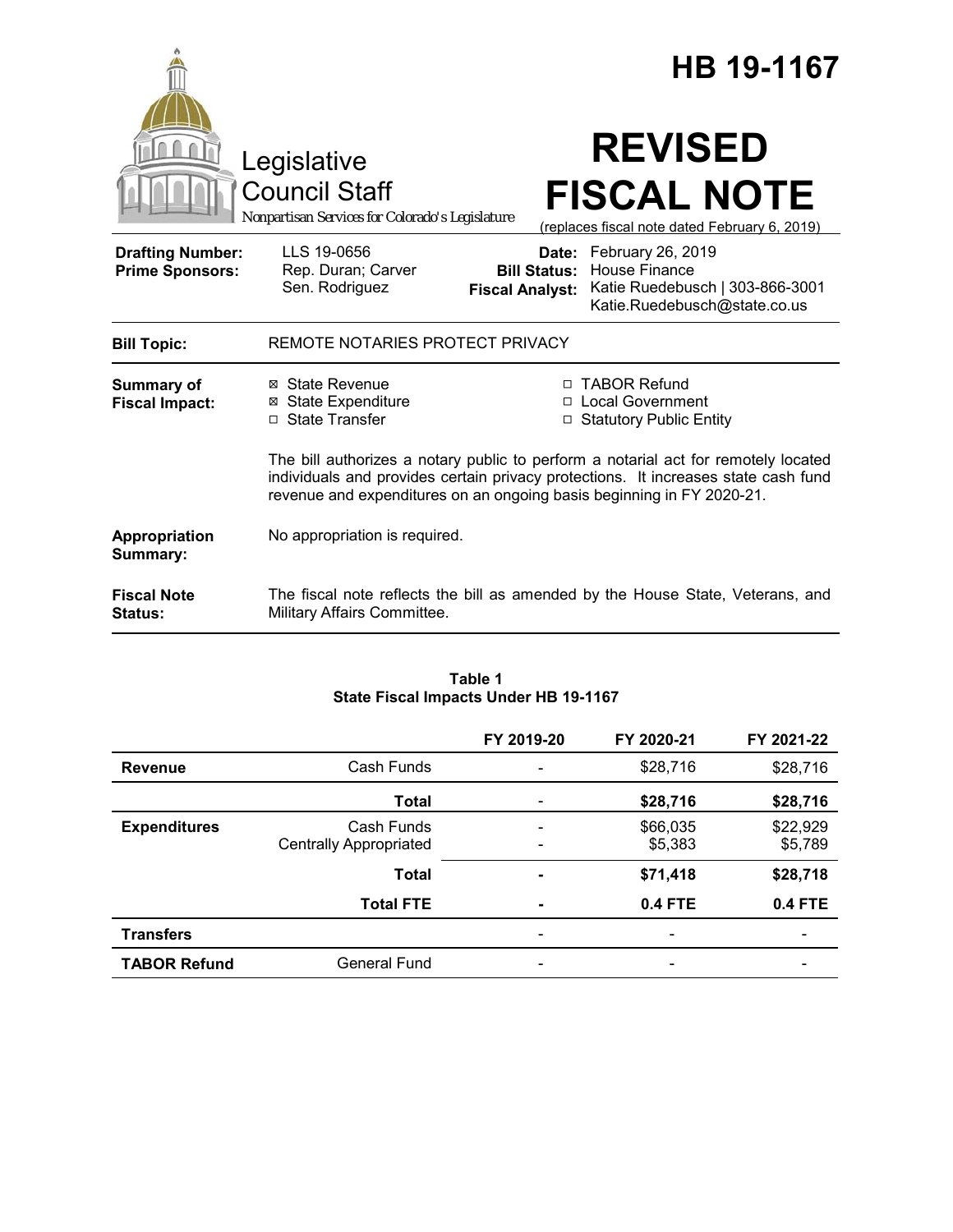# HB 19-1167

Legislative Council Staff

*Nonpartisan Services for Colorado's Legislature*

# REVISED FISCAL NOTE

(replaces fiscal note dated February 6, 2019)

| | | | |
|---|---|---|---|
| **Drafting Number:** | LLS 19-0656 | **Date:** | February 26, 2019 |
| **Prime Sponsors:** | Rep. Duran; Carver<br>Sen. Rodriguez | **Bill Status:** | House Finance |
| | | **Fiscal Analyst:** | Katie Ruedebusch \| 303-866-3001<br>Katie.Ruedebusch@state.co.us |

**Bill Topic:** REMOTE NOTARIES PROTECT PRIVACY

**Summary of Fiscal Impact:**

- ☒ State Revenue
- ☒ State Expenditure
- ☐ State Transfer
- ☐ TABOR Refund
- ☐ Local Government
- ☐ Statutory Public Entity

The bill authorizes a notary public to perform a notarial act for remotely located individuals and provides certain privacy protections. It increases state cash fund revenue and expenditures on an ongoing basis beginning in FY 2020-21.

**Appropriation Summary:** No appropriation is required.

**Fiscal Note Status:** The fiscal note reflects the bill as amended by the House State, Veterans, and Military Affairs Committee.

**Table 1**
**State Fiscal Impacts Under HB 19-1167**

| | | FY 2019-20 | FY 2020-21 | FY 2021-22 |
|---|---|---|---|---|
| **Revenue** | Cash Funds | - | $28,716 | $28,716 |
| | **Total** | - | **$28,716** | **$28,716** |
| **Expenditures** | Cash Funds | - | $66,035 | $22,929 |
| | Centrally Appropriated | - | $5,383 | $5,789 |
| | **Total** | **-** | **$71,418** | **$28,718** |
| | **Total FTE** | **-** | **0.4 FTE** | **0.4 FTE** |
| **Transfers** | | - | - | - |
| **TABOR Refund** | General Fund | - | - | - |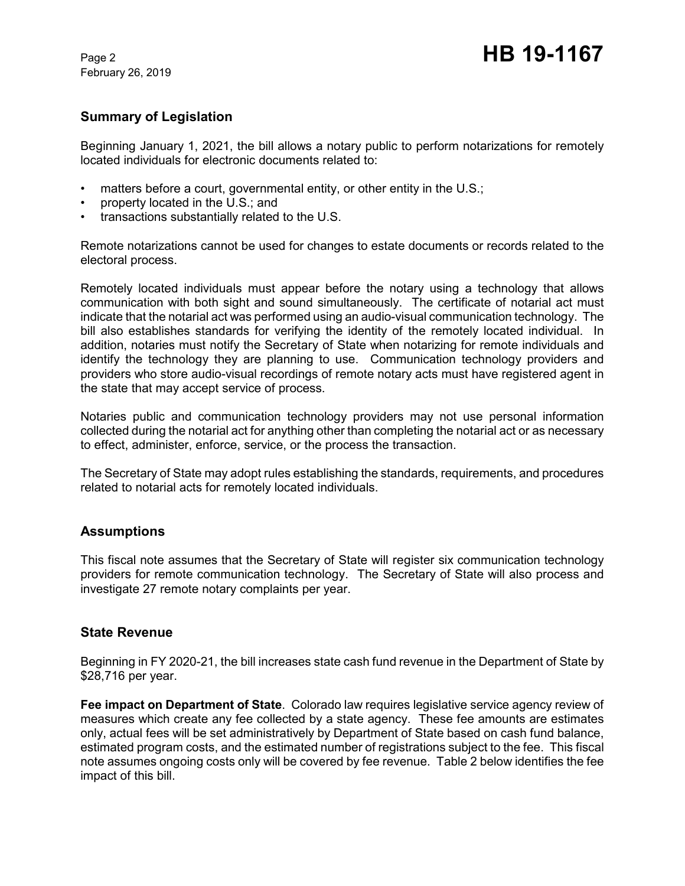## Summary of Legislation

Beginning January 1, 2021, the bill allows a notary public to perform notarizations for remotely located individuals for electronic documents related to:

- matters before a court, governmental entity, or other entity in the U.S.;
- property located in the U.S.; and
- transactions substantially related to the U.S.

Remote notarizations cannot be used for changes to estate documents or records related to the electoral process.

Remotely located individuals must appear before the notary using a technology that allows communication with both sight and sound simultaneously. The certificate of notarial act must indicate that the notarial act was performed using an audio-visual communication technology. The bill also establishes standards for verifying the identity of the remotely located individual. In addition, notaries must notify the Secretary of State when notarizing for remote individuals and identify the technology they are planning to use. Communication technology providers and providers who store audio-visual recordings of remote notary acts must have registered agent in the state that may accept service of process.

Notaries public and communication technology providers may not use personal information collected during the notarial act for anything other than completing the notarial act or as necessary to effect, administer, enforce, service, or the process the transaction.

The Secretary of State may adopt rules establishing the standards, requirements, and procedures related to notarial acts for remotely located individuals.

## Assumptions

This fiscal note assumes that the Secretary of State will register six communication technology providers for remote communication technology. The Secretary of State will also process and investigate 27 remote notary complaints per year.

## State Revenue

Beginning in FY 2020-21, the bill increases state cash fund revenue in the Department of State by $28,716 per year.

**Fee impact on Department of State**. Colorado law requires legislative service agency review of measures which create any fee collected by a state agency. These fee amounts are estimates only, actual fees will be set administratively by Department of State based on cash fund balance, estimated program costs, and the estimated number of registrations subject to the fee. This fiscal note assumes ongoing costs only will be covered by fee revenue. Table 2 below identifies the fee impact of this bill.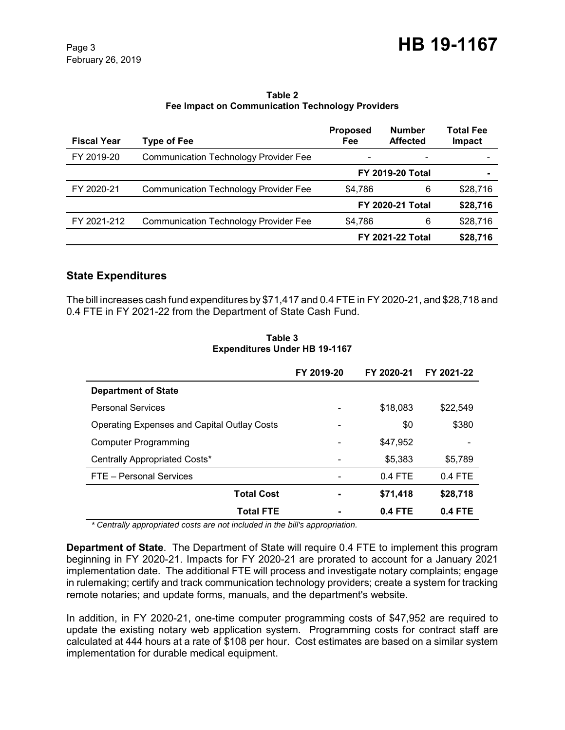**Table 2**
**Fee Impact on Communication Technology Providers**

| Fiscal Year | Type of Fee | Proposed Fee | Number Affected | Total Fee Impact |
|---|---|---|---|---|
| FY 2019-20 | Communication Technology Provider Fee | - | - | - |
| | | **FY 2019-20 Total** | | **-** |
| FY 2020-21 | Communication Technology Provider Fee | $4,786 | 6 | $28,716 |
| | | **FY 2020-21 Total** | | **$28,716** |
| FY 2021-212 | Communication Technology Provider Fee | $4,786 | 6 | $28,716 |
| | | **FY 2021-22 Total** | | **$28,716** |

## State Expenditures

The bill increases cash fund expenditures by $71,417 and 0.4 FTE in FY 2020-21, and $28,718 and 0.4 FTE in FY 2021-22 from the Department of State Cash Fund.

**Table 3**
**Expenditures Under HB 19-1167**

| | FY 2019-20 | FY 2020-21 | FY 2021-22 |
|---|---|---|---|
| **Department of State** | | | |
| Personal Services | - | $18,083 | $22,549 |
| Operating Expenses and Capital Outlay Costs | - | $0 | $380 |
| Computer Programming | - | $47,952 | - |
| Centrally Appropriated Costs* | - | $5,383 | $5,789 |
| FTE – Personal Services | - | 0.4 FTE | 0.4 FTE |
| **Total Cost** | **-** | **$71,418** | **$28,718** |
| **Total FTE** | **-** | **0.4 FTE** | **0.4 FTE** |

*\* Centrally appropriated costs are not included in the bill's appropriation.*

**Department of State**. The Department of State will require 0.4 FTE to implement this program beginning in FY 2020-21. Impacts for FY 2020-21 are prorated to account for a January 2021 implementation date. The additional FTE will process and investigate notary complaints; engage in rulemaking; certify and track communication technology providers; create a system for tracking remote notaries; and update forms, manuals, and the department's website.

In addition, in FY 2020-21, one-time computer programming costs of $47,952 are required to update the existing notary web application system. Programming costs for contract staff are calculated at 444 hours at a rate of $108 per hour. Cost estimates are based on a similar system implementation for durable medical equipment.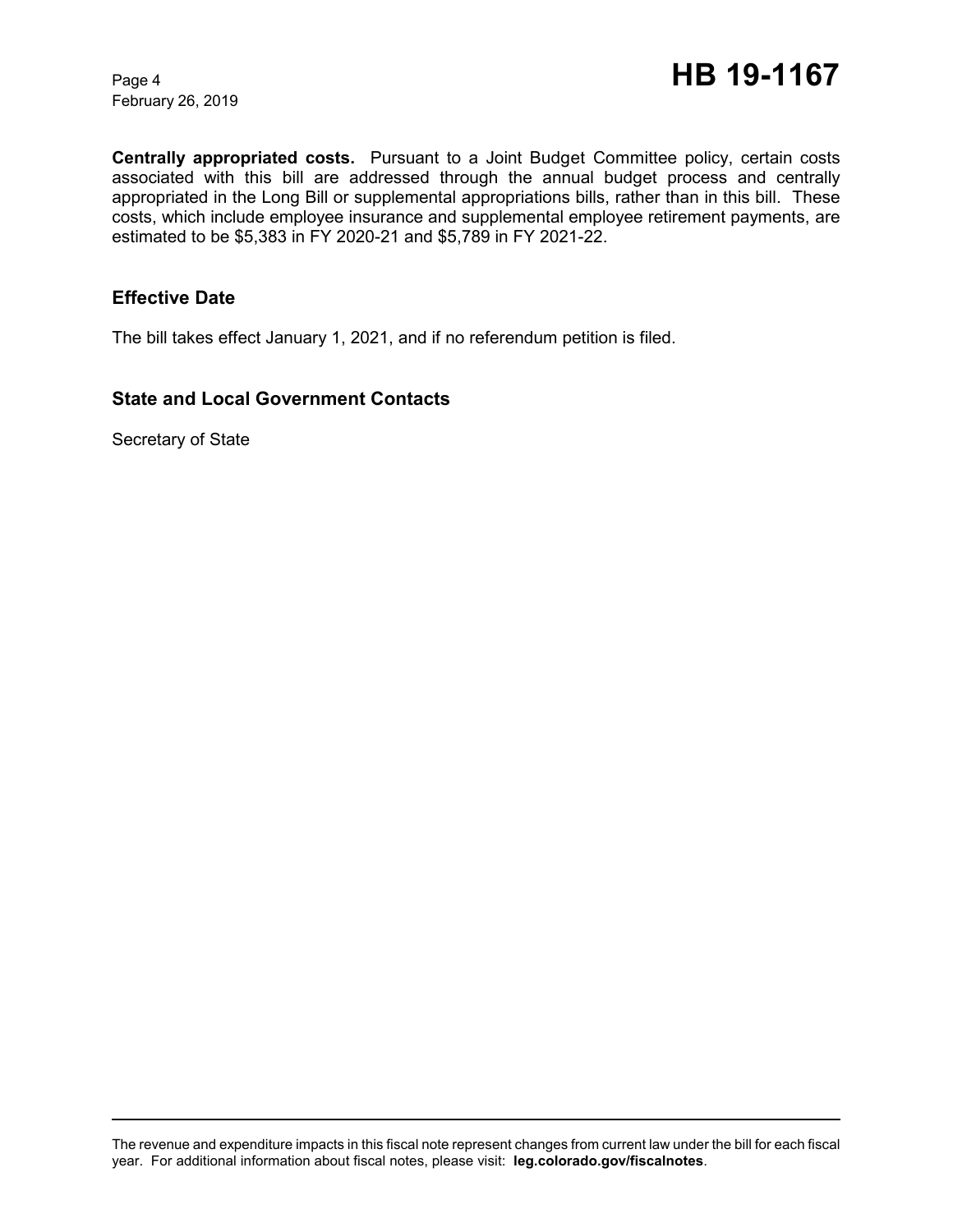**Centrally appropriated costs.** Pursuant to a Joint Budget Committee policy, certain costs associated with this bill are addressed through the annual budget process and centrally appropriated in the Long Bill or supplemental appropriations bills, rather than in this bill. These costs, which include employee insurance and supplemental employee retirement payments, are estimated to be $5,383 in FY 2020-21 and $5,789 in FY 2021-22.

## Effective Date

The bill takes effect January 1, 2021, and if no referendum petition is filed.

## State and Local Government Contacts

Secretary of State

The revenue and expenditure impacts in this fiscal note represent changes from current law under the bill for each fiscal year. For additional information about fiscal notes, please visit: **leg.colorado.gov/fiscalnotes**.